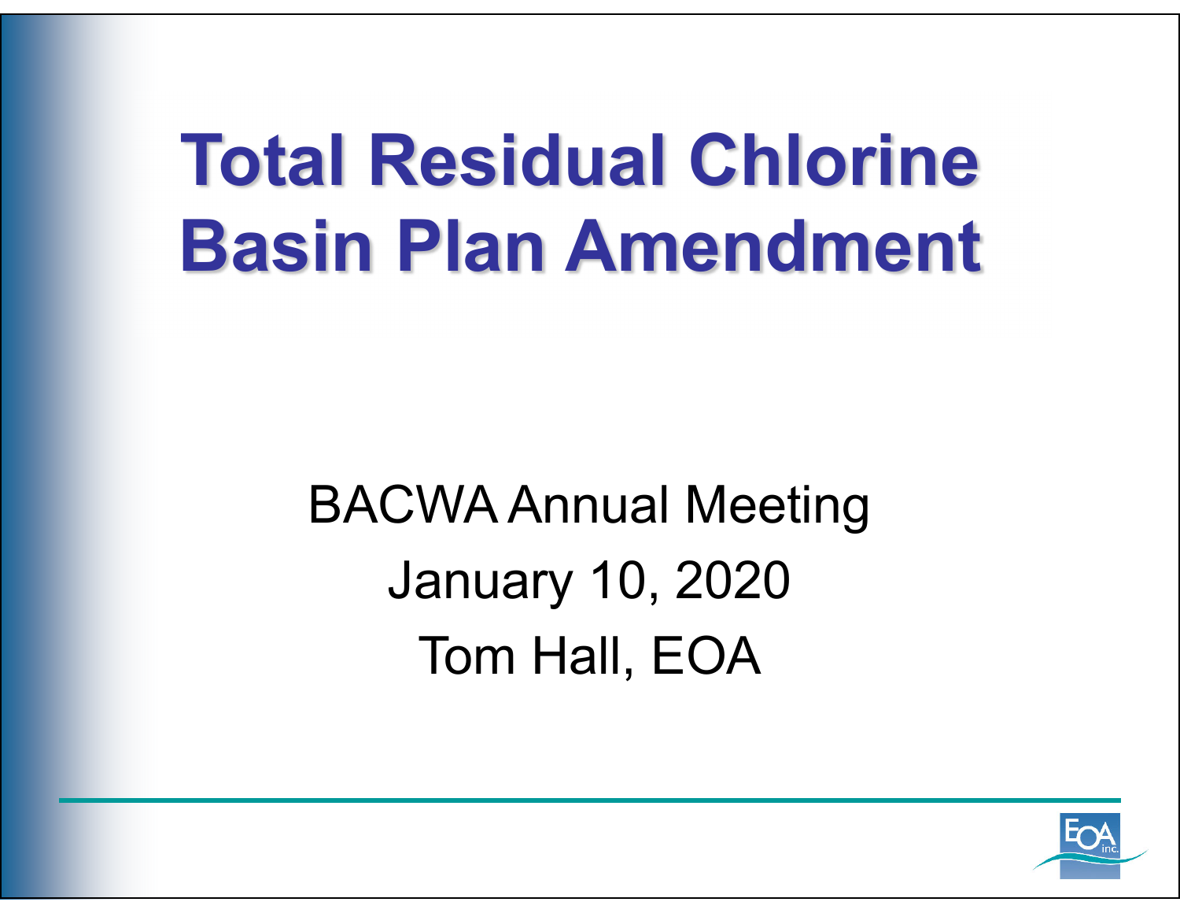# Total Residual Chlorine Basin Plan Amendment

BACWA Annual Meeting

January 10, 2020

Tom Hall, EOA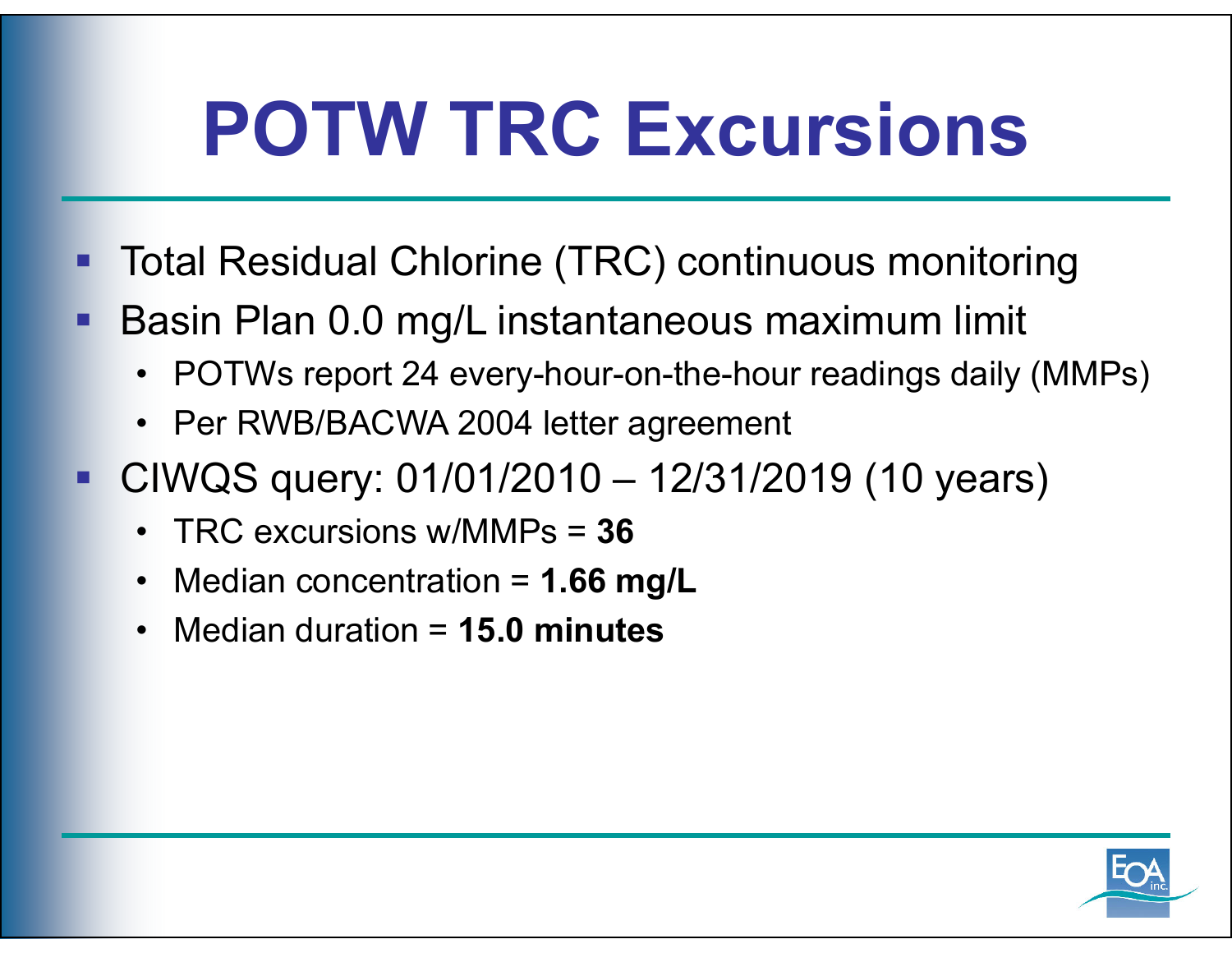# POTW TRC Excursions

- Total Residual Chlorine (TRC) continuous monitoring
- Basin Plan 0.0 mg/L instantaneous maximum limit
  - POTWs report 24 every-hour-on-the-hour readings daily (MMPs)
  - Per RWB/BACWA 2004 letter agreement
- CIWQS query: 01/01/2010 – 12/31/2019 (10 years)
  - TRC excursions w/MMPs = **36**
  - Median concentration = **1.66 mg/L**
  - Median duration = **15.0 minutes**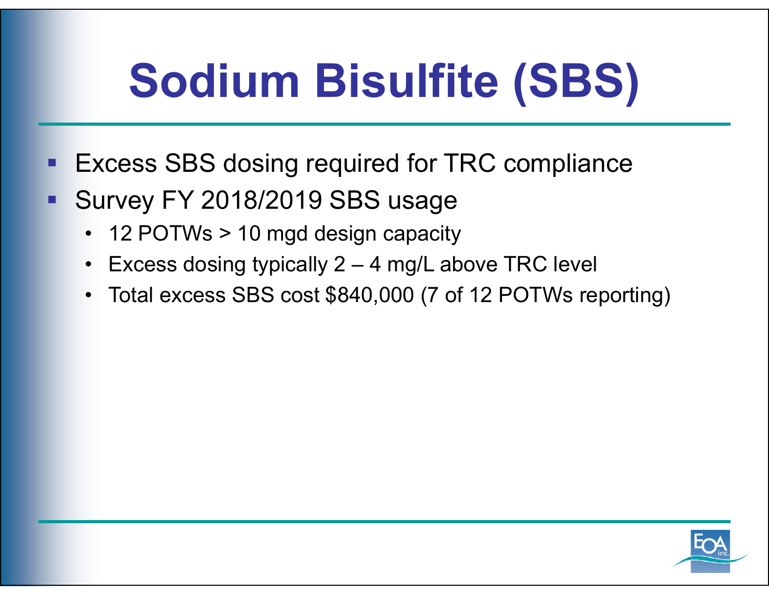# Sodium Bisulfite (SBS)

- Excess SBS dosing required for TRC compliance
- Survey FY 2018/2019 SBS usage
  - 12 POTWs > 10 mgd design capacity
  - Excess dosing typically 2 – 4 mg/L above TRC level
  - Total excess SBS cost $840,000 (7 of 12 POTWs reporting)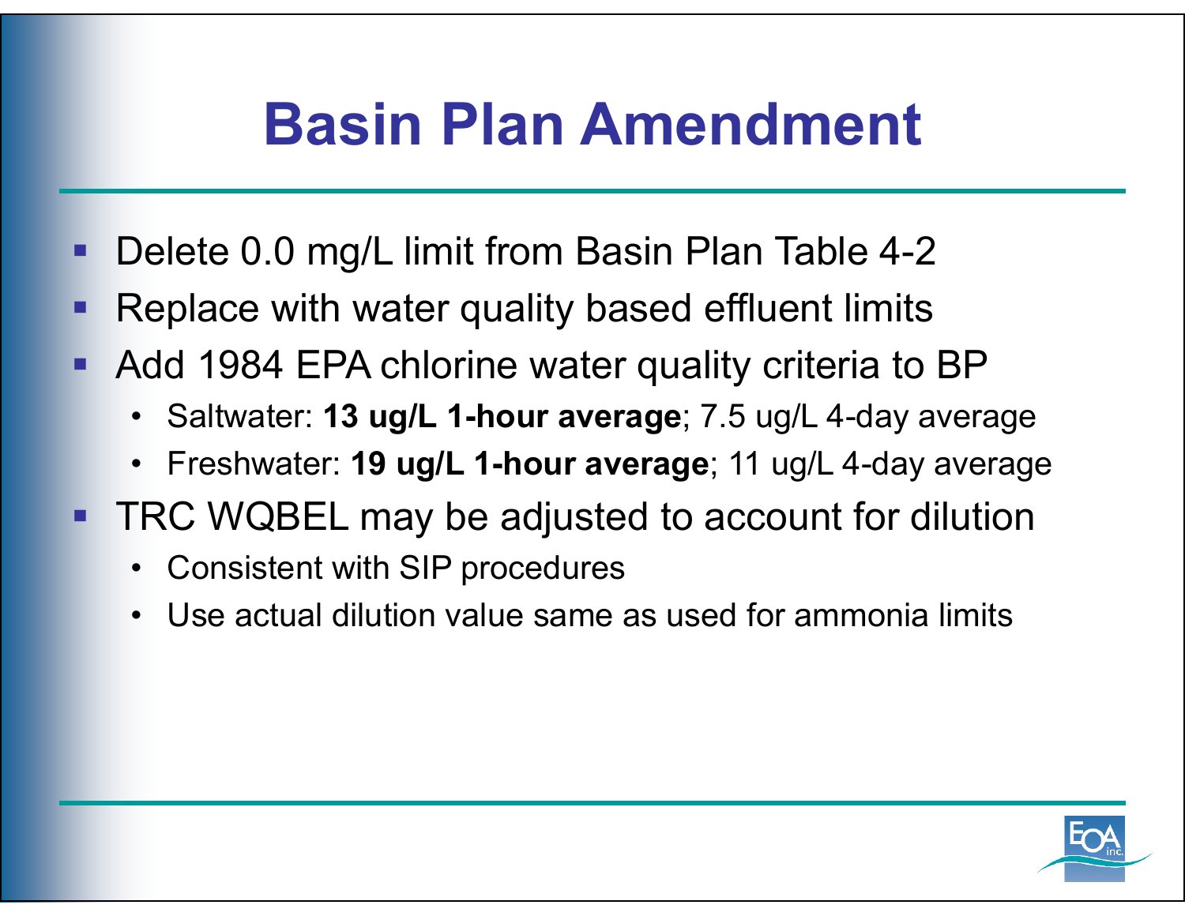# Basin Plan Amendment

- Delete 0.0 mg/L limit from Basin Plan Table 4-2
- Replace with water quality based effluent limits
- Add 1984 EPA chlorine water quality criteria to BP
  - Saltwater: **13 ug/L 1-hour average**; 7.5 ug/L 4-day average
  - Freshwater: **19 ug/L 1-hour average**; 11 ug/L 4-day average
- TRC WQBEL may be adjusted to account for dilution
  - Consistent with SIP procedures
  - Use actual dilution value same as used for ammonia limits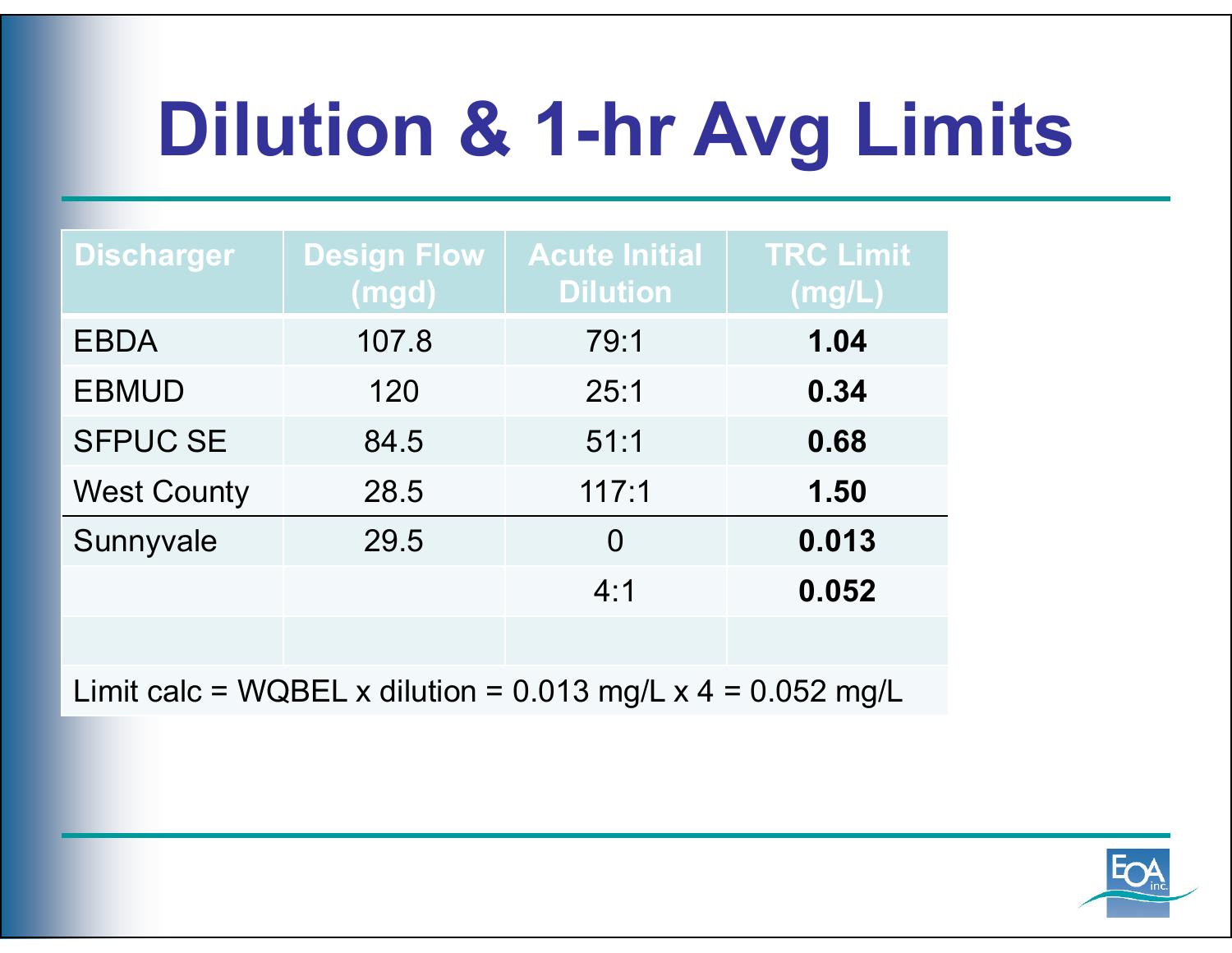# Dilution & 1-hr Avg Limits

| Discharger | Design Flow (mgd) | Acute Initial Dilution | TRC Limit (mg/L) |
|---|---|---|---|
| EBDA | 107.8 | 79:1 | **1.04** |
| EBMUD | 120 | 25:1 | **0.34** |
| SFPUC SE | 84.5 | 51:1 | **0.68** |
| West County | 28.5 | 117:1 | **1.50** |
| Sunnyvale | 29.5 | 0 | **0.013** |
| | | 4:1 | **0.052** |
| | | | |

Limit calc = WQBEL x dilution = 0.013 mg/L x 4 = 0.052 mg/L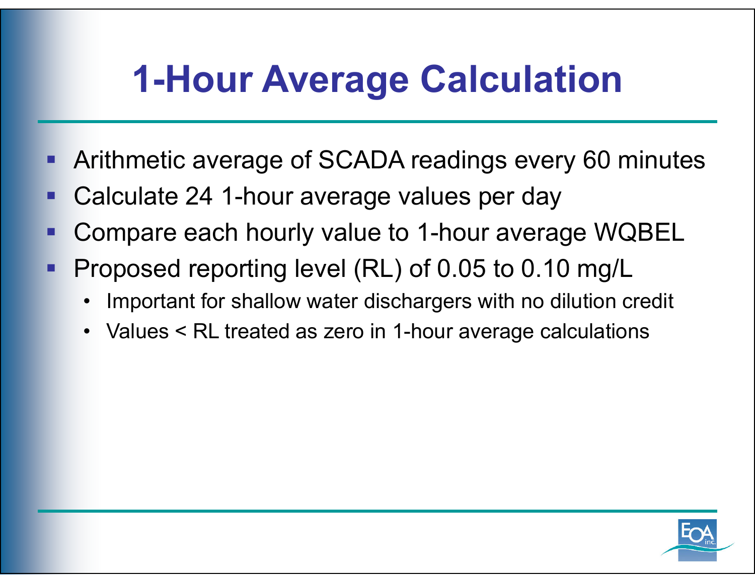# 1-Hour Average Calculation

- Arithmetic average of SCADA readings every 60 minutes
- Calculate 24 1-hour average values per day
- Compare each hourly value to 1-hour average WQBEL
- Proposed reporting level (RL) of 0.05 to 0.10 mg/L
  - Important for shallow water dischargers with no dilution credit
  - Values < RL treated as zero in 1-hour average calculations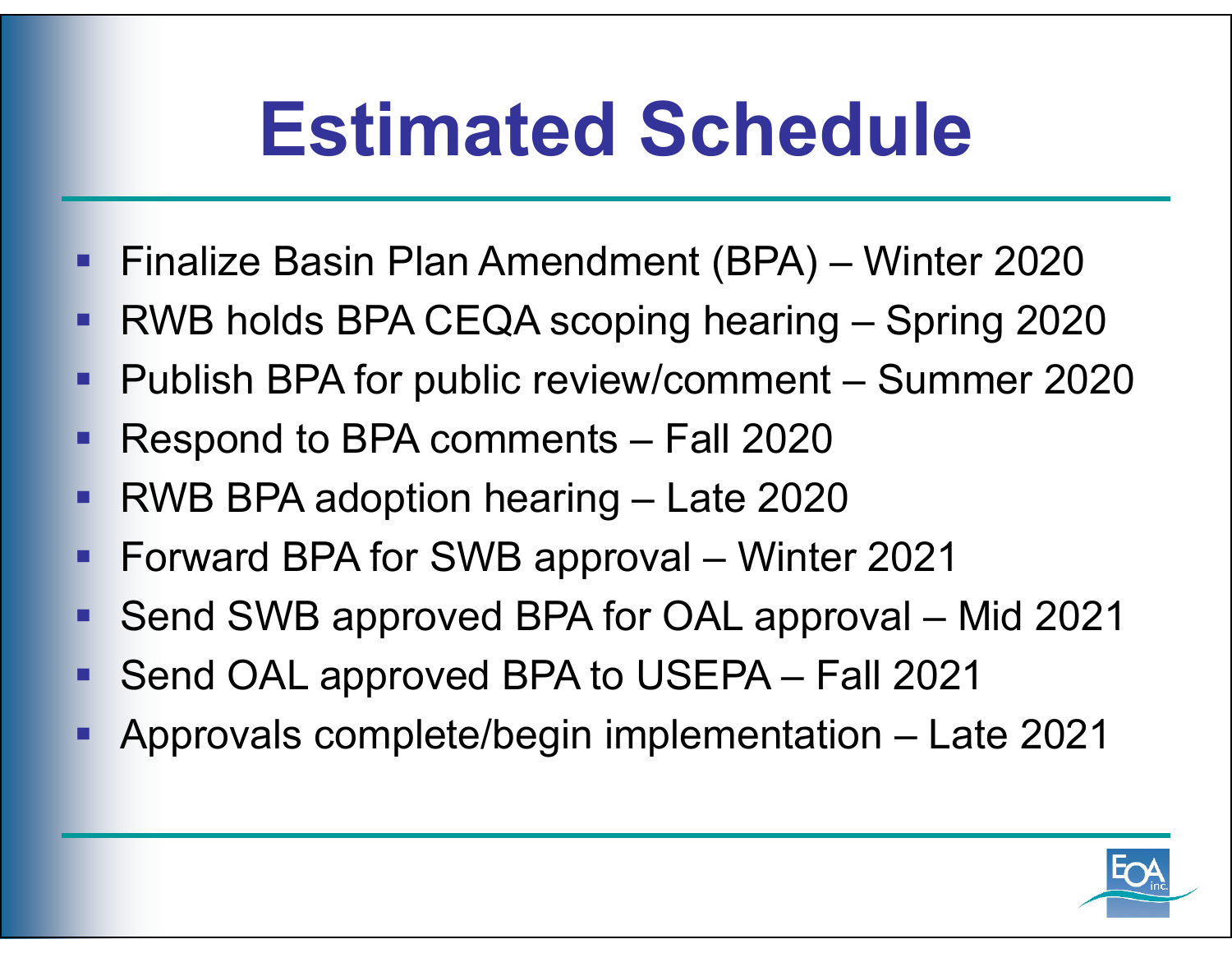# Estimated Schedule

- Finalize Basin Plan Amendment (BPA) – Winter 2020
- RWB holds BPA CEQA scoping hearing – Spring 2020
- Publish BPA for public review/comment – Summer 2020
- Respond to BPA comments – Fall 2020
- RWB BPA adoption hearing – Late 2020
- Forward BPA for SWB approval – Winter 2021
- Send SWB approved BPA for OAL approval – Mid 2021
- Send OAL approved BPA to USEPA – Fall 2021
- Approvals complete/begin implementation – Late 2021